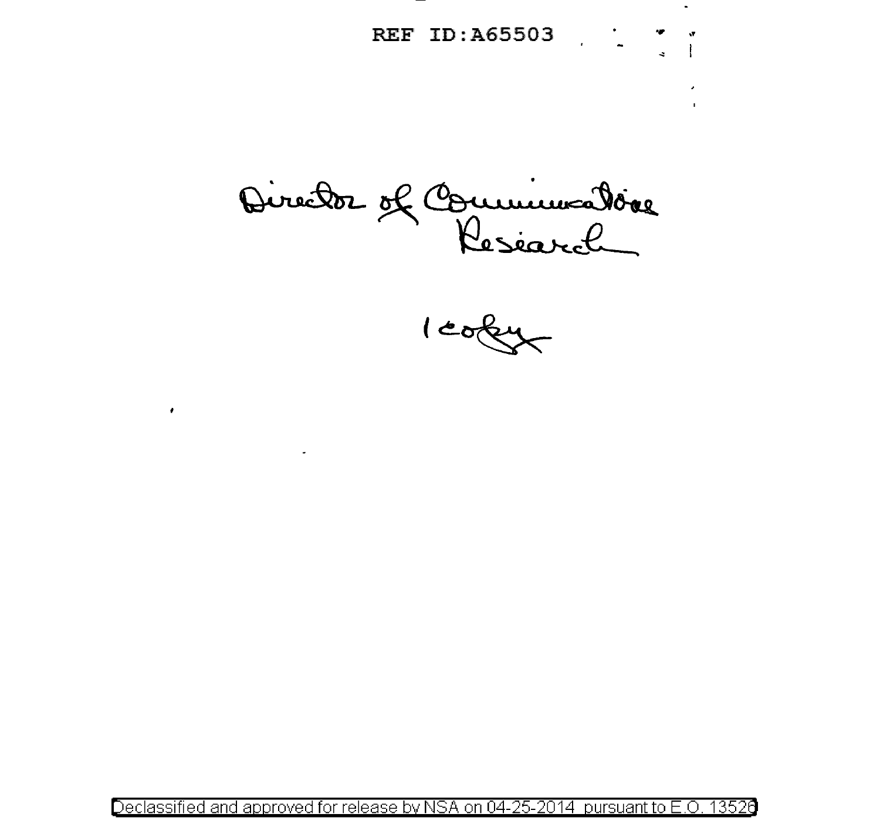REF ID:A65503

Director of Communications Research

1 copy

Declassified and approved for release by NSA on 04-25-2014 pursuant to E.O. 13526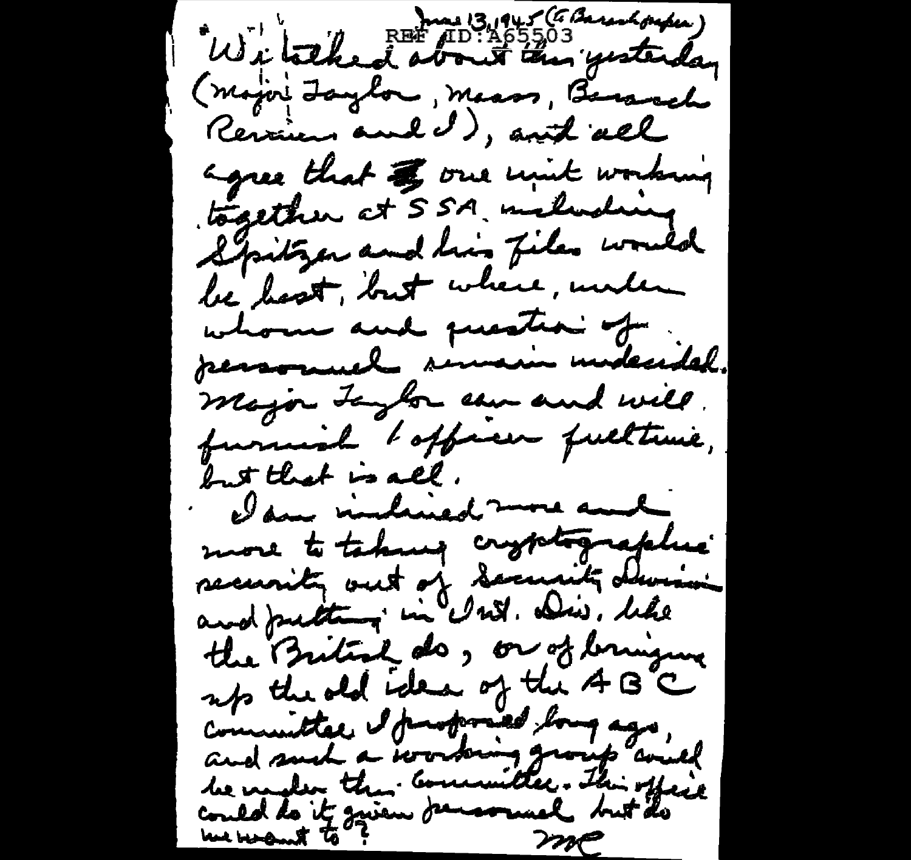June 13, 1945 (to Barrack paper)

REF ID:A65503

We talked about this yesterday (Major Taylor, Maass, Barrack Rensiers and I), and all agree that one unit working together at SSA including Spitzer and his files would be best, but where, under whom and question of personnel remain undecided. Major Taylor can and will furnish 1 officer fulltime, but that is all.

I am inclined more and more to taking cryptographic security out of Security Division and putting in Int. Div. like the British do, or of bringing up the old idea of the ABC Committee I proposed long ago, and such a working group could be under this Committee. This office could do it given personnel but do we want to?

MC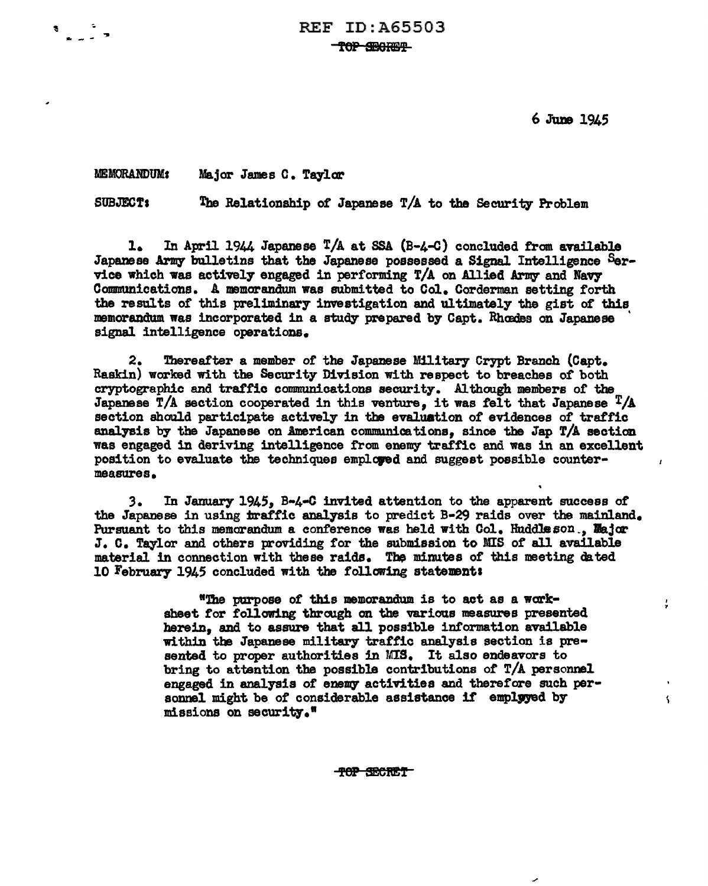REF ID:A65503

~~TOP SECRET~~

6 June 1945

MEMORANDUM: Major James C. Taylor

SUBJECT: The Relationship of Japanese T/A to the Security Problem

1. In April 1944 Japanese T/A at SSA (B-4-C) concluded from available Japanese Army bulletins that the Japanese possessed a Signal Intelligence Service which was actively engaged in performing T/A on Allied Army and Navy Communications. A memorandum was submitted to Col. Corderman setting forth the results of this preliminary investigation and ultimately the gist of this memorandum was incorporated in a study prepared by Capt. Rhodes on Japanese signal intelligence operations.

2. Thereafter a member of the Japanese Military Crypt Branch (Capt. Raskin) worked with the Security Division with respect to breaches of both cryptographic and traffic communications security. Although members of the Japanese T/A section cooperated in this venture, it was felt that Japanese T/A section should participate actively in the evaluation of evidences of traffic analysis by the Japanese on American communications, since the Jap T/A section was engaged in deriving intelligence from enemy traffic and was in an excellent position to evaluate the techniques employed and suggest possible countermeasures.

3. In January 1945, B-4-C invited attention to the apparent success of the Japanese in using traffic analysis to predict B-29 raids over the mainland. Pursuant to this memorandum a conference was held with Col. Huddleson., Major J. C. Taylor and others providing for the submission to MIS of all available material in connection with these raids. The minutes of this meeting dated 10 February 1945 concluded with the following statement:

> "The purpose of this memorandum is to act as a worksheet for following through on the various measures presented herein, and to assure that all possible information available within the Japanese military traffic analysis section is presented to proper authorities in MIS. It also endeavors to bring to attention the possible contributions of T/A personnel engaged in analysis of enemy activities and therefore such personnel might be of considerable assistance if employed by missions on security."

~~TOP SECRET~~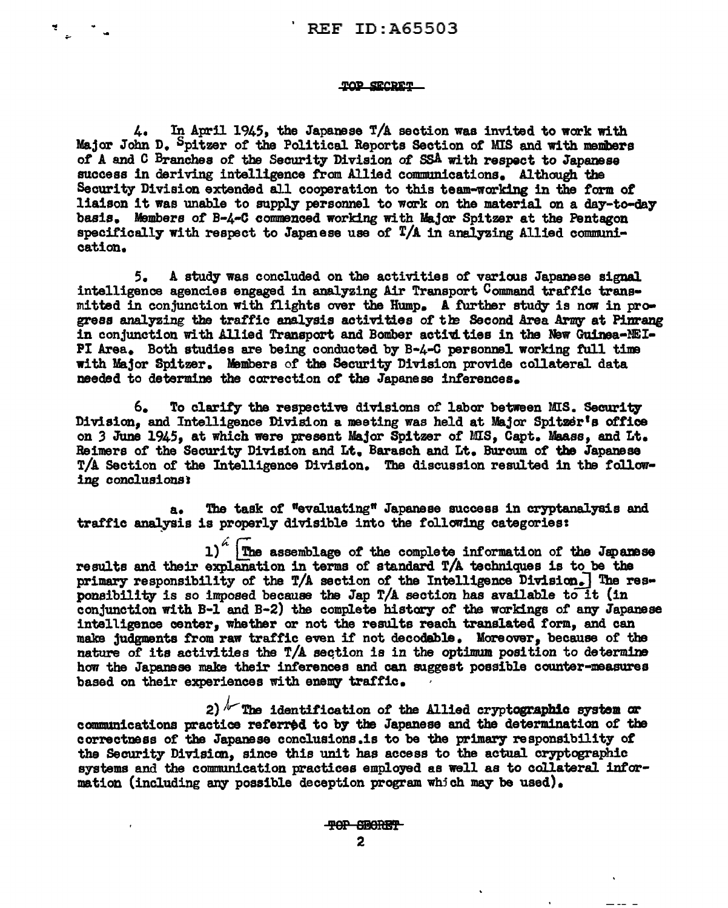TOP SECRET

4. In April 1945, the Japanese T/A section was invited to work with Major John D. Spitzer of the Political Reports Section of MIS and with members of A and C Branches of the Security Division of SSA with respect to Japanese success in deriving intelligence from Allied communications. Although the Security Division extended all cooperation to this team-working in the form of liaison it was unable to supply personnel to work on the material on a day-to-day basis. Members of B-4-C commenced working with Major Spitzer at the Pentagon specifically with respect to Japanese use of T/A in analyzing Allied communication.

5. A study was concluded on the activities of various Japanese signal intelligence agencies engaged in analyzing Air Transport Command traffic transmitted in conjunction with flights over the Hump. A further study is now in progress analyzing the traffic analysis activities of the Second Area Army at Pinrang in conjunction with Allied Transport and Bomber activities in the New Guinea-NEI-PI Area. Both studies are being conducted by B-4-C personnel working full time with Major Spitzer. Members of the Security Division provide collateral data needed to determine the correction of the Japanese inferences.

6. To clarify the respective divisions of labor between MIS. Security Division, and Intelligence Division a meeting was held at Major Spitzer's office on 3 June 1945, at which were present Major Spitzer of MIS, Capt. Maass, and Lt. Reimers of the Security Division and Lt. Barasch and Lt. Burcum of the Japanese T/A Section of the Intelligence Division. The discussion resulted in the following conclusions:

a. The task of "evaluating" Japanese success in cryptanalysis and traffic analysis is properly divisible into the following categories:

1) [The assemblage of the complete information of the Japanese results and their explanation in terms of standard T/A techniques is to be the primary responsibility of the T/A section of the Intelligence Division.] The responsibility is so imposed because the Jap T/A section has available to it (in conjunction with B-1 and B-2) the complete history of the workings of any Japanese intelligence center, whether or not the results reach translated form, and can make judgments from raw traffic even if not decodable. Moreover, because of the nature of its activities the T/A section is in the optimum position to determine how the Japanese make their inferences and can suggest possible counter-measures based on their experiences with enemy traffic.

2) The identification of the Allied cryptographic system or communications practice referred to by the Japanese and the determination of the correctness of the Japanese conclusions is to be the primary responsibility of the Security Division, since this unit has access to the actual cryptographic systems and the communication practices employed as well as to collateral information (including any possible deception program which may be used).

TOP SECRET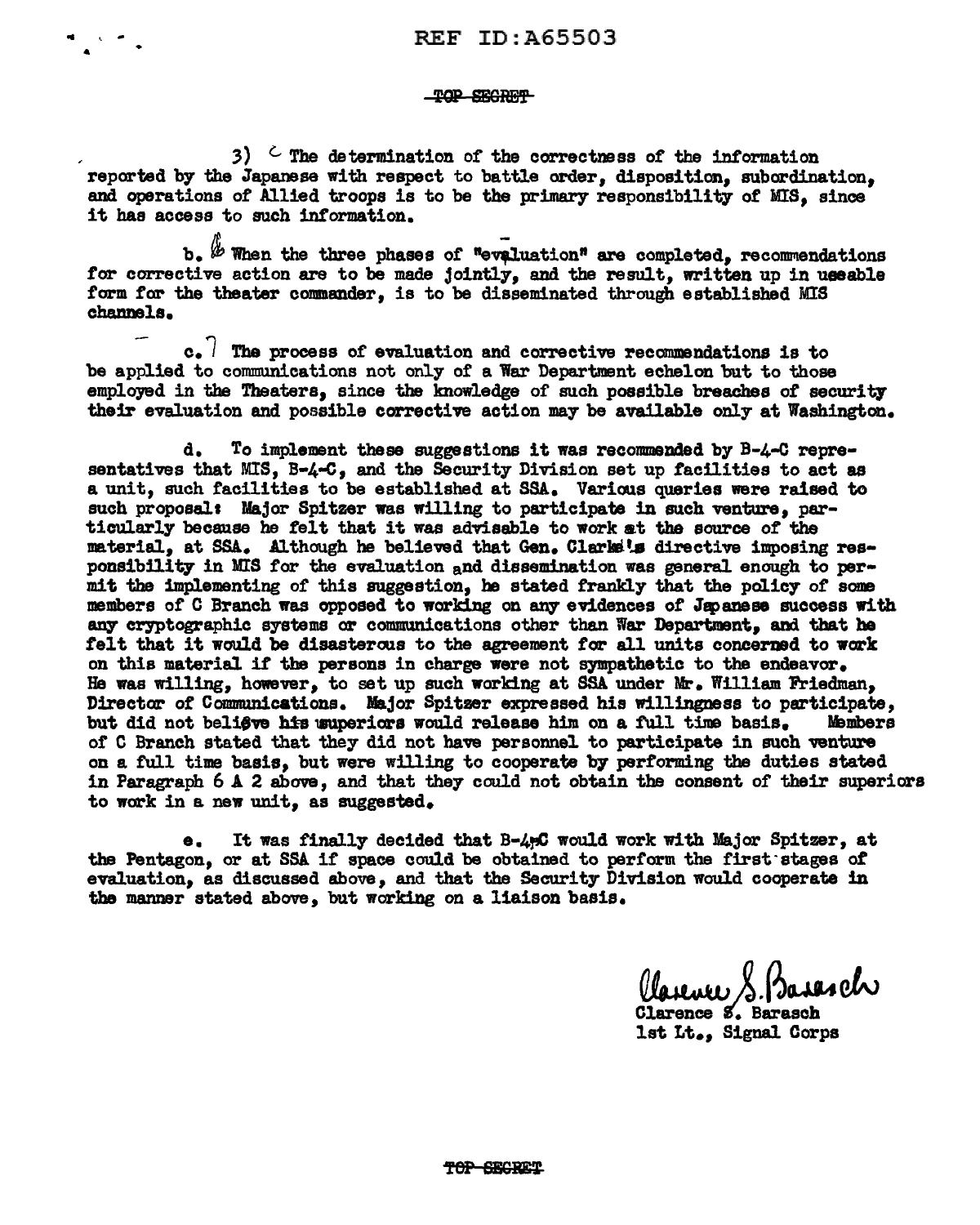TOP SECRET

3) c The determination of the correctness of the information reported by the Japanese with respect to battle order, disposition, subordination, and operations of Allied troops is to be the primary responsibility of MIS, since it has access to such information.

b. When the three phases of "evaluation" are completed, recommendations for corrective action are to be made jointly, and the result, written up in useable form for the theater commander, is to be disseminated through established MIS channels.

c. The process of evaluation and corrective recommendations is to be applied to communications not only of a War Department echelon but to those employed in the Theaters, since the knowledge of such possible breaches of security their evaluation and possible corrective action may be available only at Washington.

d. To implement these suggestions it was recommended by B-4-C representatives that MIS, B-4-C, and the Security Division set up facilities to act as a unit, such facilities to be established at SSA. Various queries were raised to such proposal: Major Spitzer was willing to participate in such venture, particularly because he felt that it was advisable to work at the source of the material, at SSA. Although he believed that Gen. Clarke's directive imposing responsibility in MIS for the evaluation and dissemination was general enough to permit the implementing of this suggestion, he stated frankly that the policy of some members of C Branch was opposed to working on any evidences of Japanese success with any cryptographic systems or communications other than War Department, and that he felt that it would be disasterous to the agreement for all units concerned to work on this material if the persons in charge were not sympathetic to the endeavor. He was willing, however, to set up such working at SSA under Mr. William Friedman, Director of Communications. Major Spitzer expressed his willingness to participate, but did not believe his superiors would release him on a full time basis. Members of C Branch stated that they did not have personnel to participate in such venture on a full time basis, but were willing to cooperate by performing the duties stated in Paragraph 6 A 2 above, and that they could not obtain the consent of their superiors to work in a new unit, as suggested.

e. It was finally decided that B-4-C would work with Major Spitzer, at the Pentagon, or at SSA if space could be obtained to perform the first stages of evaluation, as discussed above, and that the Security Division would cooperate in the manner stated above, but working on a liaison basis.

Clarence S. Barasch
Clarence S. Barasch
1st Lt., Signal Corps

TOP SECRET